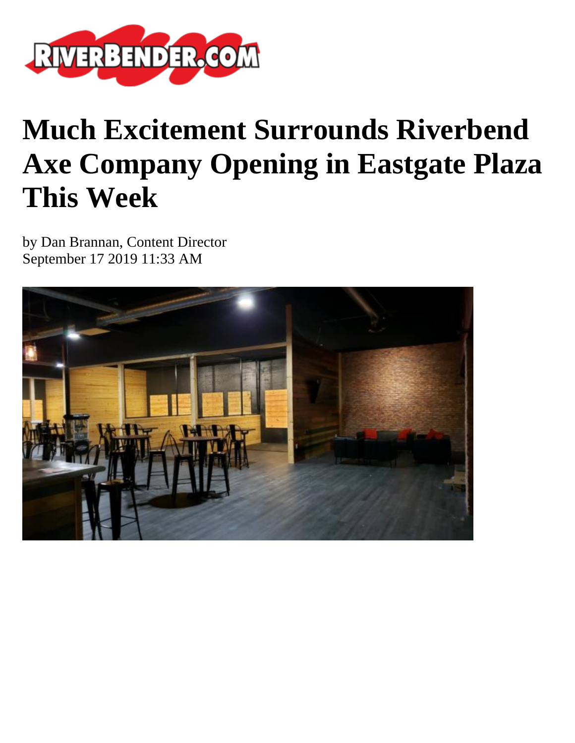# Much Excitement Surrounds Riverbend Axe Company Opening in Eastgate Plaza This Week

by Dan Brannan, Content Director
September 17 2019 11:33 AM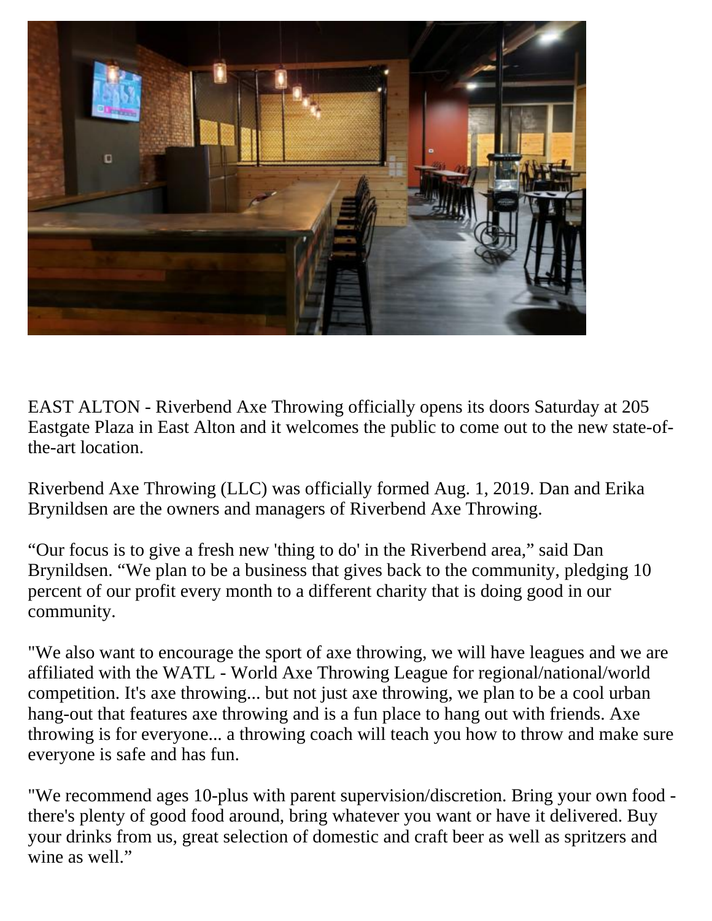EAST ALTON - Riverbend Axe Throwing officially opens its doors Saturday at 205 Eastgate Plaza in East Alton and it welcomes the public to come out to the new state-of-the-art location.

Riverbend Axe Throwing (LLC) was officially formed Aug. 1, 2019. Dan and Erika Brynildsen are the owners and managers of Riverbend Axe Throwing.

“Our focus is to give a fresh new 'thing to do' in the Riverbend area,” said Dan Brynildsen. “We plan to be a business that gives back to the community, pledging 10 percent of our profit every month to a different charity that is doing good in our community.

"We also want to encourage the sport of axe throwing, we will have leagues and we are affiliated with the WATL - World Axe Throwing League for regional/national/world competition. It's axe throwing... but not just axe throwing, we plan to be a cool urban hang-out that features axe throwing and is a fun place to hang out with friends. Axe throwing is for everyone... a throwing coach will teach you how to throw and make sure everyone is safe and has fun.

"We recommend ages 10-plus with parent supervision/discretion. Bring your own food - there's plenty of good food around, bring whatever you want or have it delivered. Buy your drinks from us, great selection of domestic and craft beer as well as spritzers and wine as well.”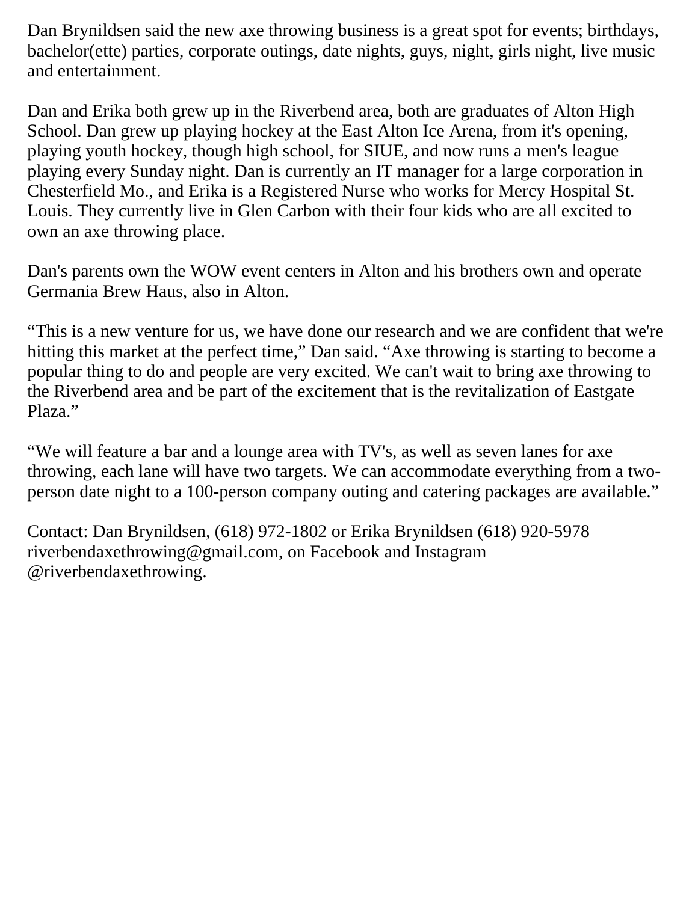Dan Brynildsen said the new axe throwing business is a great spot for events; birthdays, bachelor(ette) parties, corporate outings, date nights, guys, night, girls night, live music and entertainment.

Dan and Erika both grew up in the Riverbend area, both are graduates of Alton High School. Dan grew up playing hockey at the East Alton Ice Arena, from it's opening, playing youth hockey, though high school, for SIUE, and now runs a men's league playing every Sunday night. Dan is currently an IT manager for a large corporation in Chesterfield Mo., and Erika is a Registered Nurse who works for Mercy Hospital St. Louis. They currently live in Glen Carbon with their four kids who are all excited to own an axe throwing place.

Dan's parents own the WOW event centers in Alton and his brothers own and operate Germania Brew Haus, also in Alton.

"This is a new venture for us, we have done our research and we are confident that we're hitting this market at the perfect time," Dan said. "Axe throwing is starting to become a popular thing to do and people are very excited. We can't wait to bring axe throwing to the Riverbend area and be part of the excitement that is the revitalization of Eastgate Plaza."

"We will feature a bar and a lounge area with TV's, as well as seven lanes for axe throwing, each lane will have two targets. We can accommodate everything from a two-person date night to a 100-person company outing and catering packages are available."

Contact: Dan Brynildsen, (618) 972-1802 or Erika Brynildsen (618) 920-5978 riverbendaxethrowing@gmail.com, on Facebook and Instagram @riverbendaxethrowing.